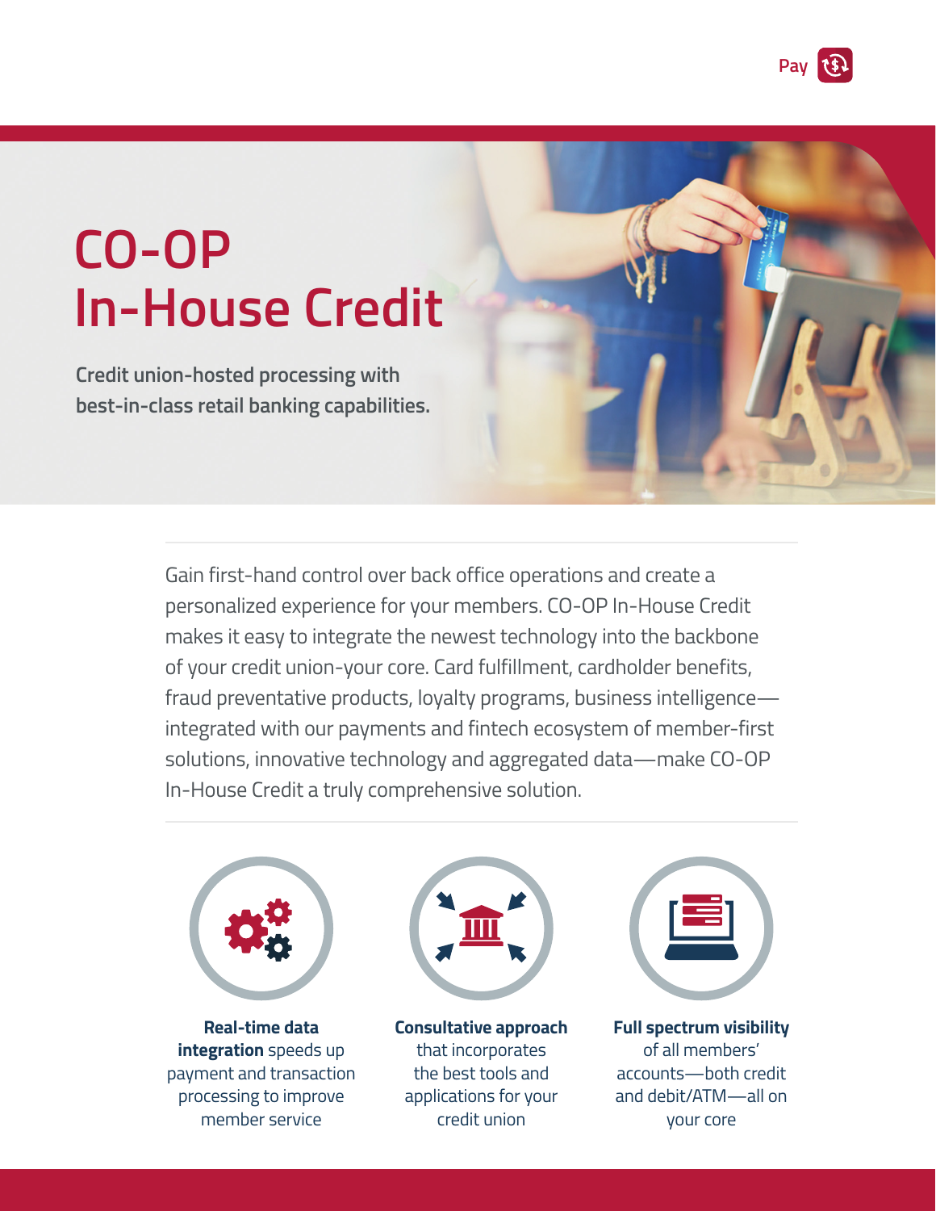Pay

# CO-OP In-House Credit

**Credit union-hosted processing with best-in-class retail banking capabilities.**

Gain first-hand control over back office operations and create a personalized experience for your members. CO-OP In-House Credit makes it easy to integrate the newest technology into the backbone of your credit union-your core. Card fulfillment, cardholder benefits, fraud preventative products, loyalty programs, business intelligence—integrated with our payments and fintech ecosystem of member-first solutions, innovative technology and aggregated data—make CO-OP In-House Credit a truly comprehensive solution.

**Real-time data integration** speeds up payment and transaction processing to improve member service

**Consultative approach** that incorporates the best tools and applications for your credit union

**Full spectrum visibility** of all members' accounts—both credit and debit/ATM—all on your core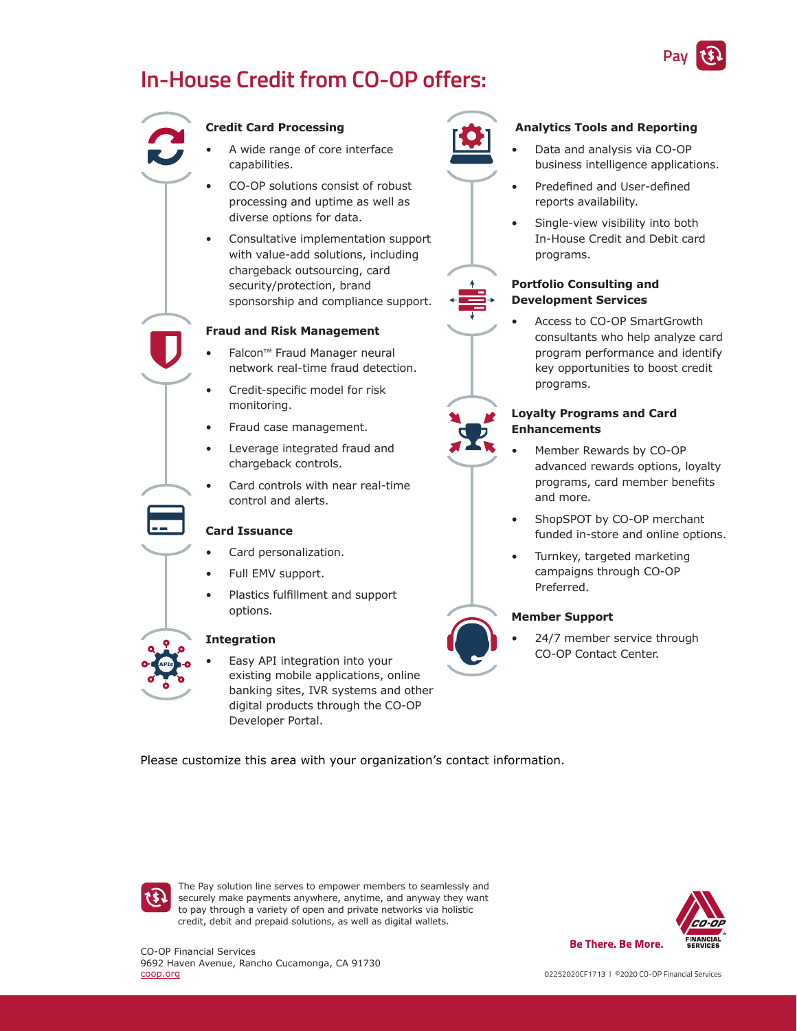# In-House Credit from CO-OP offers:

### Credit Card Processing

- A wide range of core interface capabilities.
- CO-OP solutions consist of robust processing and uptime as well as diverse options for data.
- Consultative implementation support with value-add solutions, including chargeback outsourcing, card security/protection, brand sponsorship and compliance support.

### Fraud and Risk Management

- Falcon™ Fraud Manager neural network real-time fraud detection.
- Credit-specific model for risk monitoring.
- Fraud case management.
- Leverage integrated fraud and chargeback controls.
- Card controls with near real-time control and alerts.

### Card Issuance

- Card personalization.
- Full EMV support.
- Plastics fulfillment and support options.

### Integration

- Easy API integration into your existing mobile applications, online banking sites, IVR systems and other digital products through the CO-OP Developer Portal.

### Analytics Tools and Reporting

- Data and analysis via CO-OP business intelligence applications.
- Predefined and User-defined reports availability.
- Single-view visibility into both In-House Credit and Debit card programs.

### Portfolio Consulting and Development Services

- Access to CO-OP SmartGrowth consultants who help analyze card program performance and identify key opportunities to boost credit programs.

### Loyalty Programs and Card Enhancements

- Member Rewards by CO-OP advanced rewards options, loyalty programs, card member benefits and more.
- ShopSPOT by CO-OP merchant funded in-store and online options.
- Turnkey, targeted marketing campaigns through CO-OP Preferred.

### Member Support

- 24/7 member service through CO-OP Contact Center.

Please customize this area with your organization's contact information.

The Pay solution line serves to empower members to seamlessly and securely make payments anywhere, anytime, and anyway they want to pay through a variety of open and private networks via holistic credit, debit and prepaid solutions, as well as digital wallets.

CO-OP Financial Services
9692 Haven Avenue, Rancho Cucamonga, CA 91730
coop.org

Be There. Be More.

02252020CF1713 | ©2020 CO-OP Financial Services